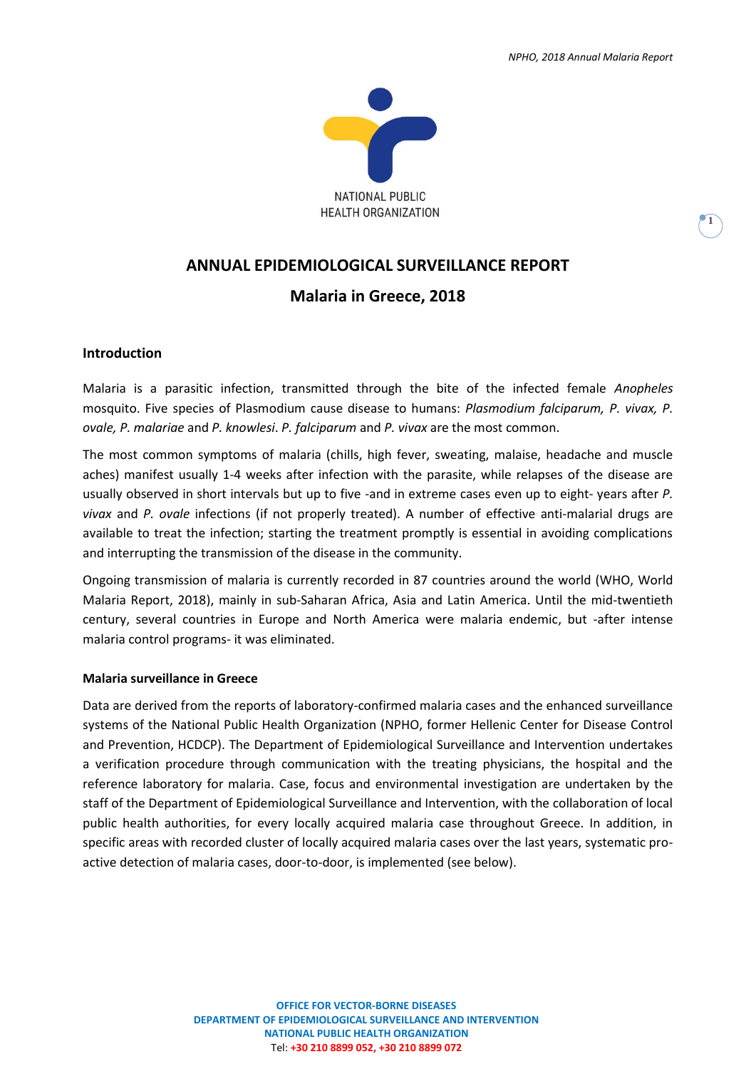NATIONAL PUBLIC HEALTH ORGANIZATION

# ANNUAL EPIDEMIOLOGICAL SURVEILLANCE REPORT

## Malaria in Greece, 2018

### Introduction

Malaria is a parasitic infection, transmitted through the bite of the infected female *Anopheles* mosquito. Five species of Plasmodium cause disease to humans: *Plasmodium falciparum, P. vivax, P. ovale, P. malariae* and *P. knowlesi*. *P. falciparum* and *P. vivax* are the most common.

The most common symptoms of malaria (chills, high fever, sweating, malaise, headache and muscle aches) manifest usually 1-4 weeks after infection with the parasite, while relapses of the disease are usually observed in short intervals but up to five -and in extreme cases even up to eight- years after *P. vivax* and *P. ovale* infections (if not properly treated). A number of effective anti-malarial drugs are available to treat the infection; starting the treatment promptly is essential in avoiding complications and interrupting the transmission of the disease in the community.

Ongoing transmission of malaria is currently recorded in 87 countries around the world (WHO, World Malaria Report, 2018), mainly in sub-Saharan Africa, Asia and Latin America. Until the mid-twentieth century, several countries in Europe and North America were malaria endemic, but -after intense malaria control programs- it was eliminated.

### Malaria surveillance in Greece

Data are derived from the reports of laboratory-confirmed malaria cases and the enhanced surveillance systems of the National Public Health Organization (NPHO, former Hellenic Center for Disease Control and Prevention, HCDCP). The Department of Epidemiological Surveillance and Intervention undertakes a verification procedure through communication with the treating physicians, the hospital and the reference laboratory for malaria. Case, focus and environmental investigation are undertaken by the staff of the Department of Epidemiological Surveillance and Intervention, with the collaboration of local public health authorities, for every locally acquired malaria case throughout Greece. In addition, in specific areas with recorded cluster of locally acquired malaria cases over the last years, systematic pro-active detection of malaria cases, door-to-door, is implemented (see below).

**OFFICE FOR VECTOR-BORNE DISEASES**
**DEPARTMENT OF EPIDEMIOLOGICAL SURVEILLANCE AND INTERVENTION**
**NATIONAL PUBLIC HEALTH ORGANIZATION**
Tel: **+30 210 8899 052, +30 210 8899 072**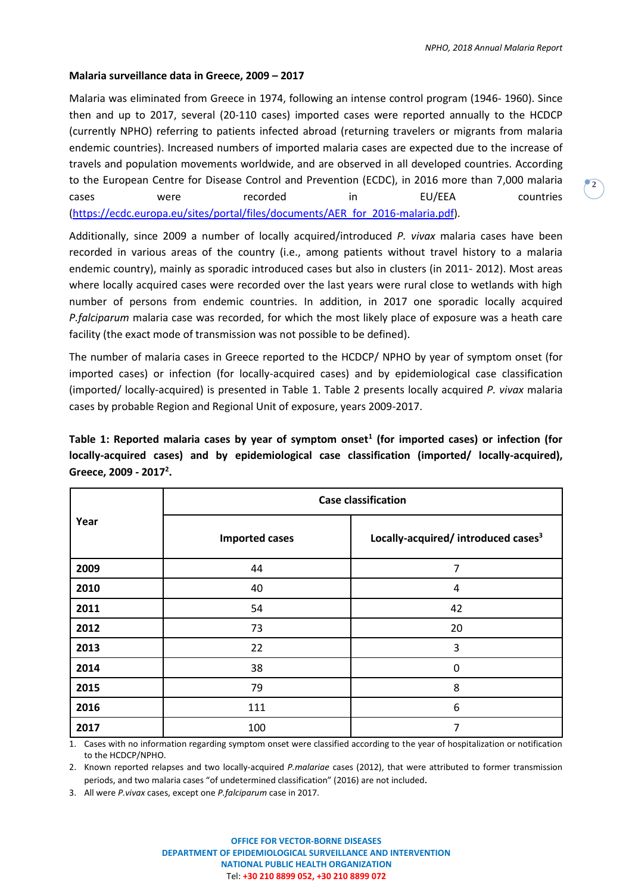**Malaria surveillance data in Greece, 2009 – 2017**

Malaria was eliminated from Greece in 1974, following an intense control program (1946- 1960). Since then and up to 2017, several (20-110 cases) imported cases were reported annually to the HCDCP (currently NPHO) referring to patients infected abroad (returning travelers or migrants from malaria endemic countries). Increased numbers of imported malaria cases are expected due to the increase of travels and population movements worldwide, and are observed in all developed countries. According to the European Centre for Disease Control and Prevention (ECDC), in 2016 more than 7,000 malaria cases were recorded in EU/EEA countries (https://ecdc.europa.eu/sites/portal/files/documents/AER_for_2016-malaria.pdf).

Additionally, since 2009 a number of locally acquired/introduced *P. vivax* malaria cases have been recorded in various areas of the country (i.e., among patients without travel history to a malaria endemic country), mainly as sporadic introduced cases but also in clusters (in 2011- 2012). Most areas where locally acquired cases were recorded over the last years were rural close to wetlands with high number of persons from endemic countries. In addition, in 2017 one sporadic locally acquired *P.falciparum* malaria case was recorded, for which the most likely place of exposure was a heath care facility (the exact mode of transmission was not possible to be defined).

The number of malaria cases in Greece reported to the HCDCP/ NPHO by year of symptom onset (for imported cases) or infection (for locally-acquired cases) and by epidemiological case classification (imported/ locally-acquired) is presented in Table 1. Table 2 presents locally acquired *P. vivax* malaria cases by probable Region and Regional Unit of exposure, years 2009-2017.

**Table 1: Reported malaria cases by year of symptom onset[1] (for imported cases) or infection (for locally-acquired cases) and by epidemiological case classification (imported/ locally-acquired), Greece, 2009 - 2017[2].**

| Year | Case classification | |
|---|---|---|
| | Imported cases | Locally-acquired/ introduced cases[3] |
| **2009** | 44 | 7 |
| **2010** | 40 | 4 |
| **2011** | 54 | 42 |
| **2012** | 73 | 20 |
| **2013** | 22 | 3 |
| **2014** | 38 | 0 |
| **2015** | 79 | 8 |
| **2016** | 111 | 6 |
| **2017** | 100 | 7 |

1. Cases with no information regarding symptom onset were classified according to the year of hospitalization or notification to the HCDCP/NPHO.
2. Known reported relapses and two locally-acquired *P.malariae* cases (2012), that were attributed to former transmission periods, and two malaria cases "of undetermined classification" (2016) are not included.
3. All were *P.vivax* cases, except one *P.falciparum* case in 2017.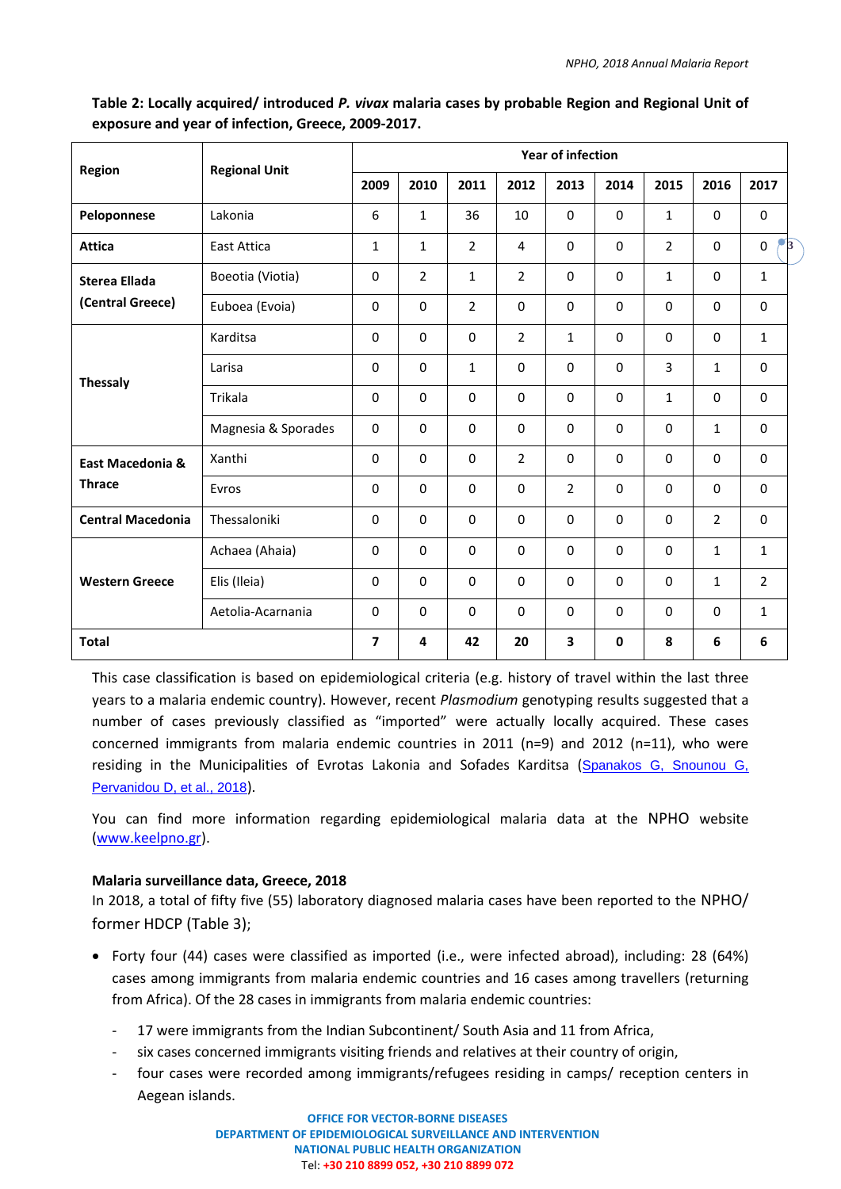**Table 2: Locally acquired/ introduced *P. vivax* malaria cases by probable Region and Regional Unit of exposure and year of infection, Greece, 2009-2017.**

| Region | Regional Unit | Year of infection | | | | | | | | |
|---|---|---|---|---|---|---|---|---|---|---|
| | | 2009 | 2010 | 2011 | 2012 | 2013 | 2014 | 2015 | 2016 | 2017 |
| **Peloponnese** | Lakonia | 6 | 1 | 36 | 10 | 0 | 0 | 1 | 0 | 0 |
| **Attica** | East Attica | 1 | 1 | 2 | 4 | 0 | 0 | 2 | 0 | 0 |
| **Sterea Ellada (Central Greece)** | Boeotia (Viotia) | 0 | 2 | 1 | 2 | 0 | 0 | 1 | 0 | 1 |
| | Euboea (Evoia) | 0 | 0 | 2 | 0 | 0 | 0 | 0 | 0 | 0 |
| **Thessaly** | Karditsa | 0 | 0 | 0 | 2 | 1 | 0 | 0 | 0 | 1 |
| | Larisa | 0 | 0 | 1 | 0 | 0 | 0 | 3 | 1 | 0 |
| | Trikala | 0 | 0 | 0 | 0 | 0 | 0 | 1 | 0 | 0 |
| | Magnesia & Sporades | 0 | 0 | 0 | 0 | 0 | 0 | 0 | 1 | 0 |
| **East Macedonia & Thrace** | Xanthi | 0 | 0 | 0 | 2 | 0 | 0 | 0 | 0 | 0 |
| | Evros | 0 | 0 | 0 | 0 | 2 | 0 | 0 | 0 | 0 |
| **Central Macedonia** | Thessaloniki | 0 | 0 | 0 | 0 | 0 | 0 | 0 | 2 | 0 |
| **Western Greece** | Achaea (Ahaia) | 0 | 0 | 0 | 0 | 0 | 0 | 0 | 1 | 1 |
| | Elis (Ileia) | 0 | 0 | 0 | 0 | 0 | 0 | 0 | 1 | 2 |
| | Aetolia-Acarnania | 0 | 0 | 0 | 0 | 0 | 0 | 0 | 0 | 1 |
| **Total** | | **7** | **4** | **42** | **20** | **3** | **0** | **8** | **6** | **6** |

This case classification is based on epidemiological criteria (e.g. history of travel within the last three years to a malaria endemic country). However, recent *Plasmodium* genotyping results suggested that a number of cases previously classified as "imported" were actually locally acquired. These cases concerned immigrants from malaria endemic countries in 2011 (n=9) and 2012 (n=11), who were residing in the Municipalities of Evrotas Lakonia and Sofades Karditsa (Spanakos G, Snounou G, Pervanidou D, et al., 2018).

You can find more information regarding epidemiological malaria data at the NPHO website (www.keelpno.gr).

**Malaria surveillance data, Greece, 2018**

In 2018, a total of fifty five (55) laboratory diagnosed malaria cases have been reported to the NPHO/ former HDCP (Table 3);

- Forty four (44) cases were classified as imported (i.e., were infected abroad), including: 28 (64%) cases among immigrants from malaria endemic countries and 16 cases among travellers (returning from Africa). Of the 28 cases in immigrants from malaria endemic countries:
  - 17 were immigrants from the Indian Subcontinent/ South Asia and 11 from Africa,
  - six cases concerned immigrants visiting friends and relatives at their country of origin,
  - four cases were recorded among immigrants/refugees residing in camps/ reception centers in Aegean islands.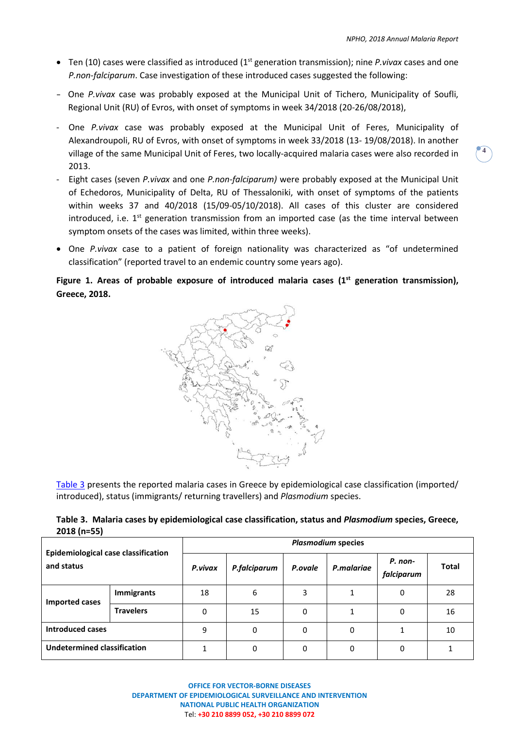- Ten (10) cases were classified as introduced (1st generation transmission); nine *P.vivax* cases and one *P.non-falciparum*. Case investigation of these introduced cases suggested the following:

- One *P.vivax* case was probably exposed at the Municipal Unit of Tichero, Municipality of Soufli, Regional Unit (RU) of Evros, with onset of symptoms in week 34/2018 (20-26/08/2018),
- One *P.vivax* case was probably exposed at the Municipal Unit of Feres, Municipality of Alexandroupoli, RU of Evros, with onset of symptoms in week 33/2018 (13- 19/08/2018). In another village of the same Municipal Unit of Feres, two locally-acquired malaria cases were also recorded in 2013.
- Eight cases (seven *P.vivax* and one *P.non-falciparum)* were probably exposed at the Municipal Unit of Echedoros, Municipality of Delta, RU of Thessaloniki, with onset of symptoms of the patients within weeks 37 and 40/2018 (15/09-05/10/2018). All cases of this cluster are considered introduced, i.e. 1st generation transmission from an imported case (as the time interval between symptom onsets of the cases was limited, within three weeks).

- One *P.vivax* case to a patient of foreign nationality was characterized as "of undetermined classification" (reported travel to an endemic country some years ago).

**Figure 1. Areas of probable exposure of introduced malaria cases (1st generation transmission), Greece, 2018.**

Table 3 presents the reported malaria cases in Greece by epidemiological case classification (imported/ introduced), status (immigrants/ returning travellers) and *Plasmodium* species.

**Table 3. Malaria cases by epidemiological case classification, status and *Plasmodium* species, Greece, 2018 (n=55)**

| Epidemiological case classification and status | | *Plasmodium* species | | | | | |
|---|---|---|---|---|---|---|---|
| | | ***P.vivax*** | ***P.falciparum*** | ***P.ovale*** | ***P.malariae*** | ***P. non-falciparum*** | **Total** |
| **Imported cases** | **Immigrants** | 18 | 6 | 3 | 1 | 0 | 28 |
| | **Travelers** | 0 | 15 | 0 | 1 | 0 | 16 |
| **Introduced cases** | | 9 | 0 | 0 | 0 | 1 | 10 |
| **Undetermined classification** | | 1 | 0 | 0 | 0 | 0 | 1 |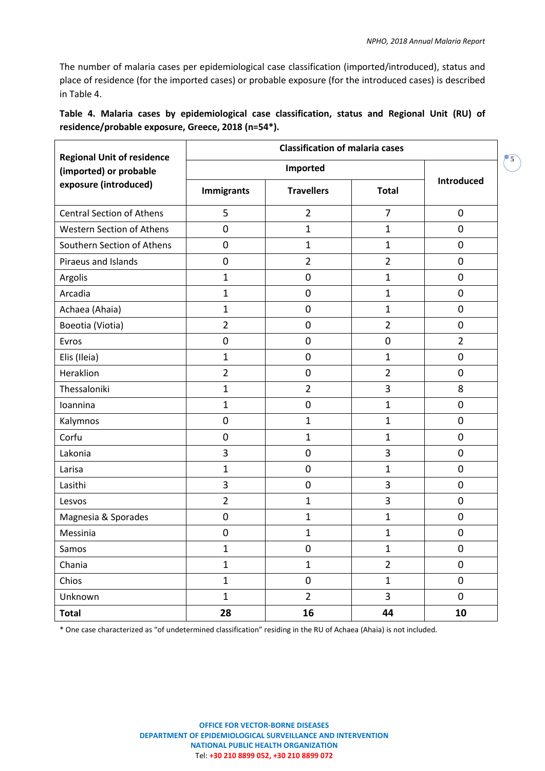The number of malaria cases per epidemiological case classification (imported/introduced), status and place of residence (for the imported cases) or probable exposure (for the introduced cases) is described in Table 4.

**Table 4. Malaria cases by epidemiological case classification, status and Regional Unit (RU) of residence/probable exposure, Greece, 2018 (n=54*).**

| Regional Unit of residence (imported) or probable exposure (introduced) | Classification of malaria cases | | | |
|---|---|---|---|---|
| | Imported | | | Introduced |
| | Immigrants | Travellers | Total | |
| Central Section of Athens | 5 | 2 | 7 | 0 |
| Western Section of Athens | 0 | 1 | 1 | 0 |
| Southern Section of Athens | 0 | 1 | 1 | 0 |
| Piraeus and Islands | 0 | 2 | 2 | 0 |
| Argolis | 1 | 0 | 1 | 0 |
| Arcadia | 1 | 0 | 1 | 0 |
| Achaea (Ahaia) | 1 | 0 | 1 | 0 |
| Boeotia (Viotia) | 2 | 0 | 2 | 0 |
| Evros | 0 | 0 | 0 | 2 |
| Elis (Ileia) | 1 | 0 | 1 | 0 |
| Heraklion | 2 | 0 | 2 | 0 |
| Thessaloniki | 1 | 2 | 3 | 8 |
| Ioannina | 1 | 0 | 1 | 0 |
| Kalymnos | 0 | 1 | 1 | 0 |
| Corfu | 0 | 1 | 1 | 0 |
| Lakonia | 3 | 0 | 3 | 0 |
| Larisa | 1 | 0 | 1 | 0 |
| Lasithi | 3 | 0 | 3 | 0 |
| Lesvos | 2 | 1 | 3 | 0 |
| Magnesia & Sporades | 0 | 1 | 1 | 0 |
| Messinia | 0 | 1 | 1 | 0 |
| Samos | 1 | 0 | 1 | 0 |
| Chania | 1 | 1 | 2 | 0 |
| Chios | 1 | 0 | 1 | 0 |
| Unknown | 1 | 2 | 3 | 0 |
| **Total** | **28** | **16** | **44** | **10** |

* One case characterized as "of undetermined classification" residing in the RU of Achaea (Ahaia) is not included.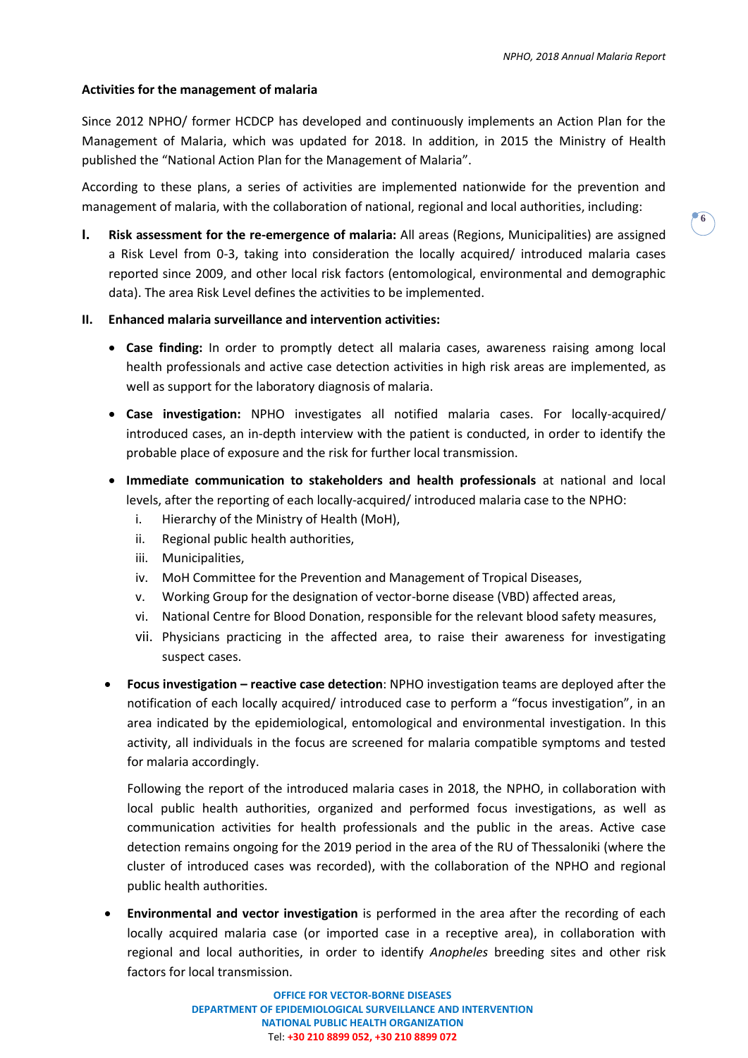**Activities for the management of malaria**

Since 2012 NPHO/ former HCDCP has developed and continuously implements an Action Plan for the Management of Malaria, which was updated for 2018. In addition, in 2015 the Ministry of Health published the "National Action Plan for the Management of Malaria".

According to these plans, a series of activities are implemented nationwide for the prevention and management of malaria, with the collaboration of national, regional and local authorities, including:

**I. Risk assessment for the re-emergence of malaria:** All areas (Regions, Municipalities) are assigned a Risk Level from 0-3, taking into consideration the locally acquired/ introduced malaria cases reported since 2009, and other local risk factors (entomological, environmental and demographic data). The area Risk Level defines the activities to be implemented.

**II. Enhanced malaria surveillance and intervention activities:**

- **Case finding:** In order to promptly detect all malaria cases, awareness raising among local health professionals and active case detection activities in high risk areas are implemented, as well as support for the laboratory diagnosis of malaria.
- **Case investigation:** NPHO investigates all notified malaria cases. For locally-acquired/ introduced cases, an in-depth interview with the patient is conducted, in order to identify the probable place of exposure and the risk for further local transmission.
- **Immediate communication to stakeholders and health professionals** at national and local levels, after the reporting of each locally-acquired/ introduced malaria case to the NPHO:
  i. Hierarchy of the Ministry of Health (MoH),
  ii. Regional public health authorities,
  iii. Municipalities,
  iv. MoH Committee for the Prevention and Management of Tropical Diseases,
  v. Working Group for the designation of vector-borne disease (VBD) affected areas,
  vi. National Centre for Blood Donation, responsible for the relevant blood safety measures,
  vii. Physicians practicing in the affected area, to raise their awareness for investigating suspect cases.
- **Focus investigation – reactive case detection**: NPHO investigation teams are deployed after the notification of each locally acquired/ introduced case to perform a "focus investigation", in an area indicated by the epidemiological, entomological and environmental investigation. In this activity, all individuals in the focus are screened for malaria compatible symptoms and tested for malaria accordingly.

  Following the report of the introduced malaria cases in 2018, the NPHO, in collaboration with local public health authorities, organized and performed focus investigations, as well as communication activities for health professionals and the public in the areas. Active case detection remains ongoing for the 2019 period in the area of the RU of Thessaloniki (where the cluster of introduced cases was recorded), with the collaboration of the NPHO and regional public health authorities.
- **Environmental and vector investigation** is performed in the area after the recording of each locally acquired malaria case (or imported case in a receptive area), in collaboration with regional and local authorities, in order to identify *Anopheles* breeding sites and other risk factors for local transmission.

OFFICE FOR VECTOR-BORNE DISEASES
DEPARTMENT OF EPIDEMIOLOGICAL SURVEILLANCE AND INTERVENTION
NATIONAL PUBLIC HEALTH ORGANIZATION
Tel: +30 210 8899 052, +30 210 8899 072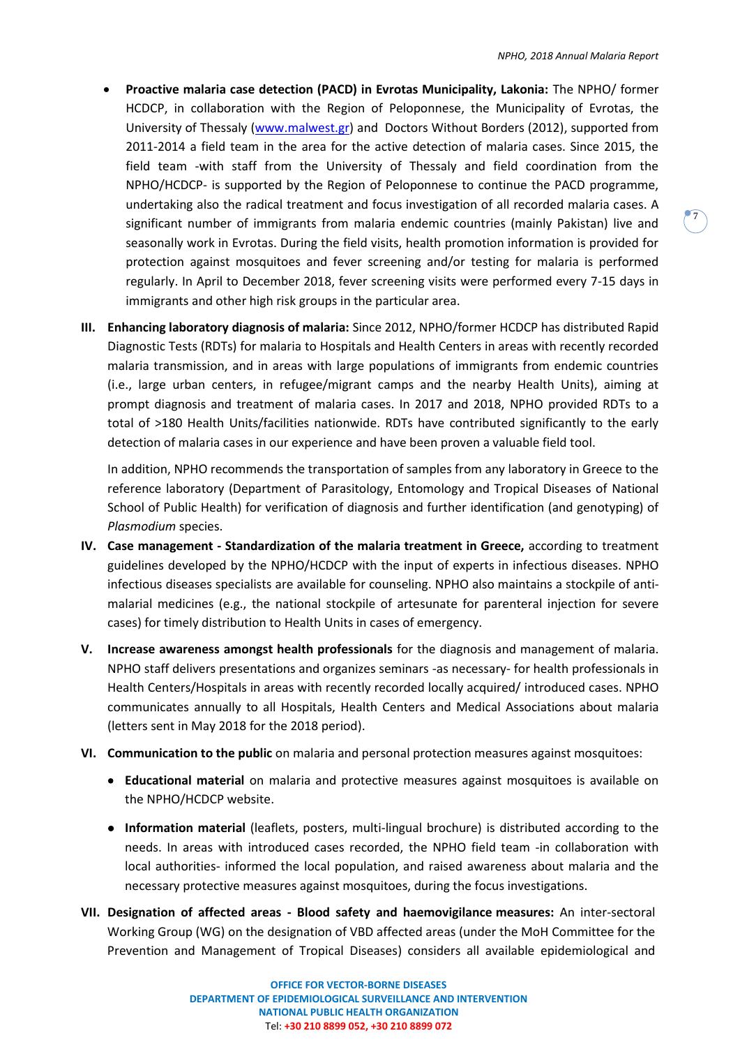- **Proactive malaria case detection (PACD) in Evrotas Municipality, Lakonia:** The NPHO/ former HCDCP, in collaboration with the Region of Peloponnese, the Municipality of Evrotas, the University of Thessaly ([www.malwest.gr](www.malwest.gr)) and Doctors Without Borders (2012), supported from 2011-2014 a field team in the area for the active detection of malaria cases. Since 2015, the field team -with staff from the University of Thessaly and field coordination from the NPHO/HCDCP- is supported by the Region of Peloponnese to continue the PACD programme, undertaking also the radical treatment and focus investigation of all recorded malaria cases. A significant number of immigrants from malaria endemic countries (mainly Pakistan) live and seasonally work in Evrotas. During the field visits, health promotion information is provided for protection against mosquitoes and fever screening and/or testing for malaria is performed regularly. In April to December 2018, fever screening visits were performed every 7-15 days in immigrants and other high risk groups in the particular area.

III. **Enhancing laboratory diagnosis of malaria:** Since 2012, NPHO/former HCDCP has distributed Rapid Diagnostic Tests (RDTs) for malaria to Hospitals and Health Centers in areas with recently recorded malaria transmission, and in areas with large populations of immigrants from endemic countries (i.e., large urban centers, in refugee/migrant camps and the nearby Health Units), aiming at prompt diagnosis and treatment of malaria cases. In 2017 and 2018, NPHO provided RDTs to a total of >180 Health Units/facilities nationwide. RDTs have contributed significantly to the early detection of malaria cases in our experience and have been proven a valuable field tool.

   In addition, NPHO recommends the transportation of samples from any laboratory in Greece to the reference laboratory (Department of Parasitology, Entomology and Tropical Diseases of National School of Public Health) for verification of diagnosis and further identification (and genotyping) of *Plasmodium* species.

IV. **Case management - Standardization of the malaria treatment in Greece,** according to treatment guidelines developed by the NPHO/HCDCP with the input of experts in infectious diseases. NPHO infectious diseases specialists are available for counseling. NPHO also maintains a stockpile of anti-malarial medicines (e.g., the national stockpile of artesunate for parenteral injection for severe cases) for timely distribution to Health Units in cases of emergency.

V. **Increase awareness amongst health professionals** for the diagnosis and management of malaria. NPHO staff delivers presentations and organizes seminars -as necessary- for health professionals in Health Centers/Hospitals in areas with recently recorded locally acquired/ introduced cases. NPHO communicates annually to all Hospitals, Health Centers and Medical Associations about malaria (letters sent in May 2018 for the 2018 period).

VI. **Communication to the public** on malaria and personal protection measures against mosquitoes:

   - **Educational material** on malaria and protective measures against mosquitoes is available on the NPHO/HCDCP website.
   - **Information material** (leaflets, posters, multi-lingual brochure) is distributed according to the needs. In areas with introduced cases recorded, the NPHO field team -in collaboration with local authorities- informed the local population, and raised awareness about malaria and the necessary protective measures against mosquitoes, during the focus investigations.

VII. **Designation of affected areas - Blood safety and haemovigilance measures:** An inter-sectoral Working Group (WG) on the designation of VBD affected areas (under the MoH Committee for the Prevention and Management of Tropical Diseases) considers all available epidemiological and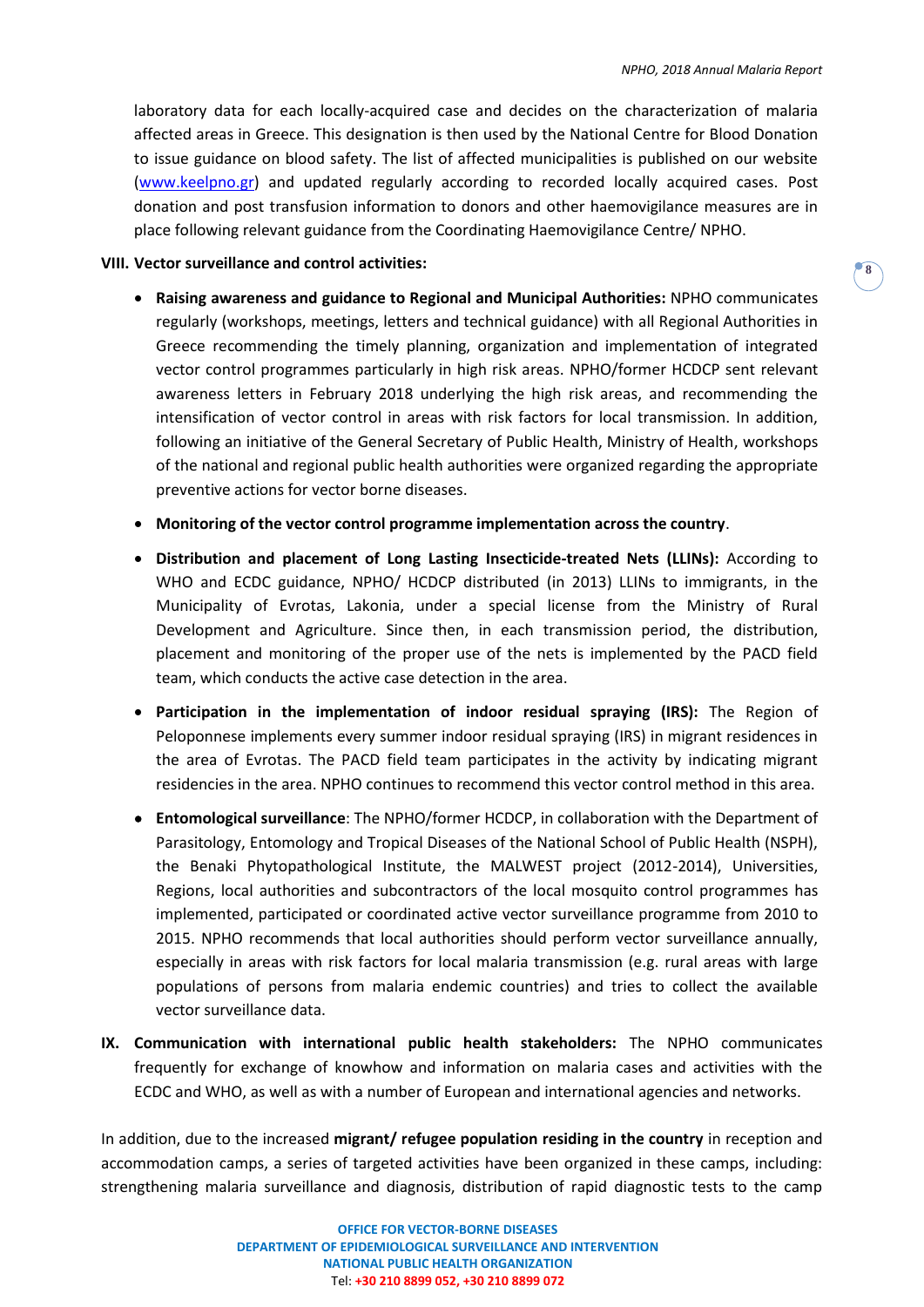laboratory data for each locally-acquired case and decides on the characterization of malaria affected areas in Greece. This designation is then used by the National Centre for Blood Donation to issue guidance on blood safety. The list of affected municipalities is published on our website ([www.keelpno.gr](http://www.keelpno.gr)) and updated regularly according to recorded locally acquired cases. Post donation and post transfusion information to donors and other haemovigilance measures are in place following relevant guidance from the Coordinating Haemovigilance Centre/ NPHO.

**VIII. Vector surveillance and control activities:**

- **Raising awareness and guidance to Regional and Municipal Authorities:** NPHO communicates regularly (workshops, meetings, letters and technical guidance) with all Regional Authorities in Greece recommending the timely planning, organization and implementation of integrated vector control programmes particularly in high risk areas. NPHO/former HCDCP sent relevant awareness letters in February 2018 underlying the high risk areas, and recommending the intensification of vector control in areas with risk factors for local transmission. In addition, following an initiative of the General Secretary of Public Health, Ministry of Health, workshops of the national and regional public health authorities were organized regarding the appropriate preventive actions for vector borne diseases.
- **Monitoring of the vector control programme implementation across the country**.
- **Distribution and placement of Long Lasting Insecticide-treated Nets (LLINs):** According to WHO and ECDC guidance, NPHO/ HCDCP distributed (in 2013) LLINs to immigrants, in the Municipality of Evrotas, Lakonia, under a special license from the Ministry of Rural Development and Agriculture. Since then, in each transmission period, the distribution, placement and monitoring of the proper use of the nets is implemented by the PACD field team, which conducts the active case detection in the area.
- **Participation in the implementation of indoor residual spraying (IRS):** The Region of Peloponnese implements every summer indoor residual spraying (IRS) in migrant residences in the area of Evrotas. The PACD field team participates in the activity by indicating migrant residencies in the area. NPHO continues to recommend this vector control method in this area.
- **Entomological surveillance**: The NPHO/former HCDCP, in collaboration with the Department of Parasitology, Entomology and Tropical Diseases of the National School of Public Health (NSPH), the Benaki Phytopathological Institute, the MALWEST project (2012-2014), Universities, Regions, local authorities and subcontractors of the local mosquito control programmes has implemented, participated or coordinated active vector surveillance programme from 2010 to 2015. NPHO recommends that local authorities should perform vector surveillance annually, especially in areas with risk factors for local malaria transmission (e.g. rural areas with large populations of persons from malaria endemic countries) and tries to collect the available vector surveillance data.

**IX. Communication with international public health stakeholders:** The NPHO communicates frequently for exchange of knowhow and information on malaria cases and activities with the ECDC and WHO, as well as with a number of European and international agencies and networks.

In addition, due to the increased **migrant/ refugee population residing in the country** in reception and accommodation camps, a series of targeted activities have been organized in these camps, including: strengthening malaria surveillance and diagnosis, distribution of rapid diagnostic tests to the camp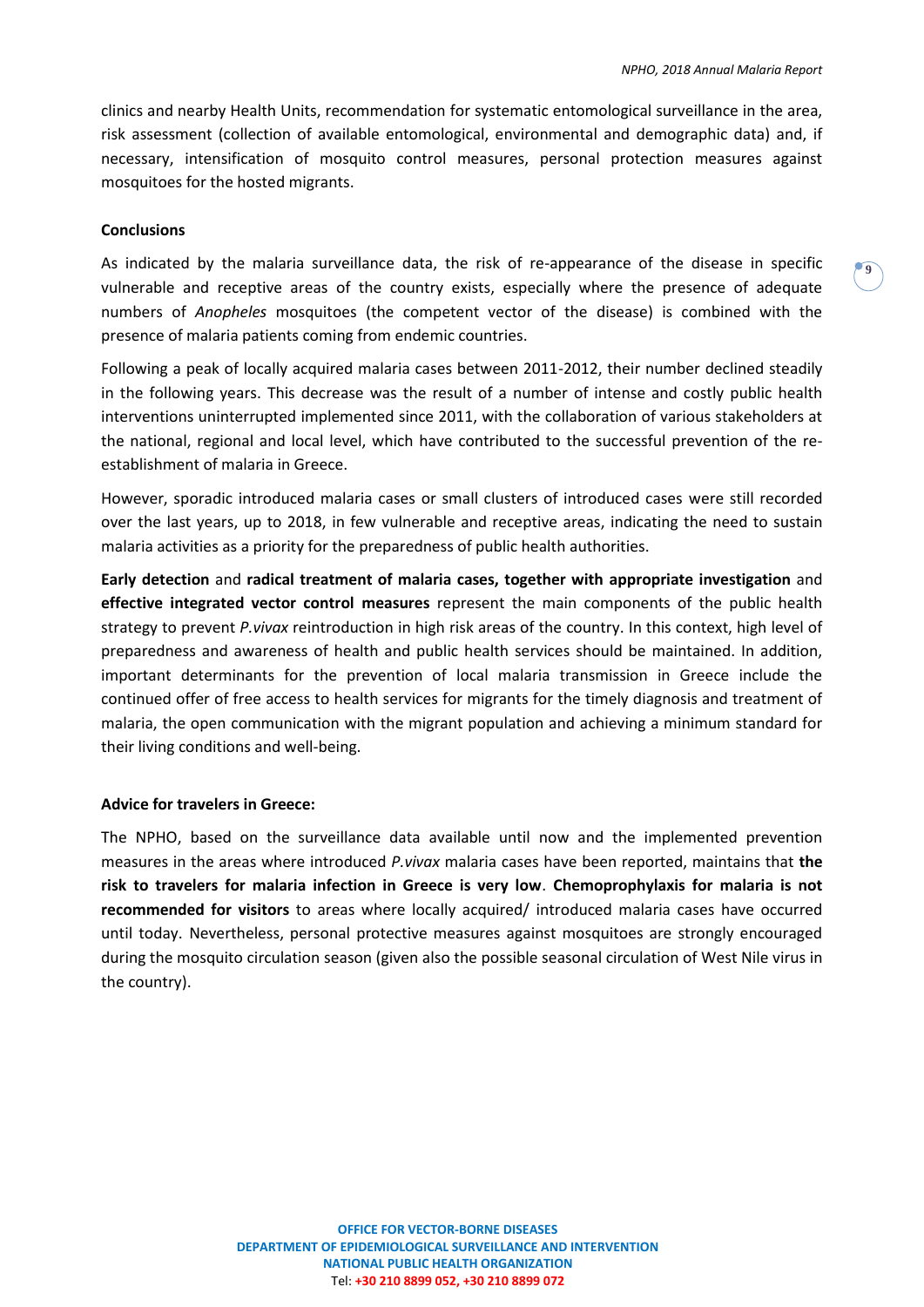clinics and nearby Health Units, recommendation for systematic entomological surveillance in the area, risk assessment (collection of available entomological, environmental and demographic data) and, if necessary, intensification of mosquito control measures, personal protection measures against mosquitoes for the hosted migrants.

**Conclusions**

As indicated by the malaria surveillance data, the risk of re-appearance of the disease in specific vulnerable and receptive areas of the country exists, especially where the presence of adequate numbers of *Anopheles* mosquitoes (the competent vector of the disease) is combined with the presence of malaria patients coming from endemic countries.

Following a peak of locally acquired malaria cases between 2011-2012, their number declined steadily in the following years. This decrease was the result of a number of intense and costly public health interventions uninterrupted implemented since 2011, with the collaboration of various stakeholders at the national, regional and local level, which have contributed to the successful prevention of the re-establishment of malaria in Greece.

However, sporadic introduced malaria cases or small clusters of introduced cases were still recorded over the last years, up to 2018, in few vulnerable and receptive areas, indicating the need to sustain malaria activities as a priority for the preparedness of public health authorities.

**Early detection** and **radical treatment of malaria cases, together with appropriate investigation** and **effective integrated vector control measures** represent the main components of the public health strategy to prevent *P.vivax* reintroduction in high risk areas of the country. In this context, high level of preparedness and awareness of health and public health services should be maintained. In addition, important determinants for the prevention of local malaria transmission in Greece include the continued offer of free access to health services for migrants for the timely diagnosis and treatment of malaria, the open communication with the migrant population and achieving a minimum standard for their living conditions and well-being.

**Advice for travelers in Greece:**

The NPHO, based on the surveillance data available until now and the implemented prevention measures in the areas where introduced *P.vivax* malaria cases have been reported, maintains that **the risk to travelers for malaria infection in Greece is very low**. **Chemoprophylaxis for malaria is not recommended for visitors** to areas where locally acquired/ introduced malaria cases have occurred until today. Nevertheless, personal protective measures against mosquitoes are strongly encouraged during the mosquito circulation season (given also the possible seasonal circulation of West Nile virus in the country).

**OFFICE FOR VECTOR-BORNE DISEASES**
**DEPARTMENT OF EPIDEMIOLOGICAL SURVEILLANCE AND INTERVENTION**
**NATIONAL PUBLIC HEALTH ORGANIZATION**
Tel: **+30 210 8899 052, +30 210 8899 072**